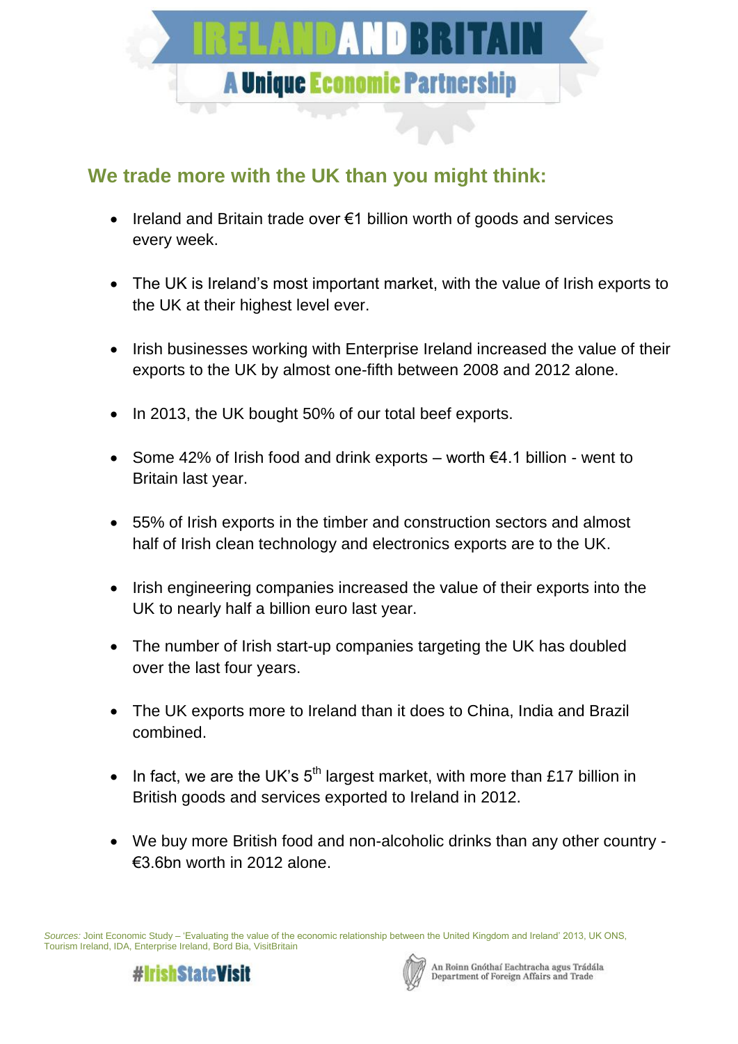# IRELAND AND BRITAIN

## A Unique Economic Partnership

### We trade more with the UK than you might think:

- Ireland and Britain trade over €1 billion worth of goods and services every week.
- The UK is Ireland's most important market, with the value of Irish exports to the UK at their highest level ever.
- Irish businesses working with Enterprise Ireland increased the value of their exports to the UK by almost one-fifth between 2008 and 2012 alone.
- In 2013, the UK bought 50% of our total beef exports.
- Some 42% of Irish food and drink exports – worth €4.1 billion - went to Britain last year.
- 55% of Irish exports in the timber and construction sectors and almost half of Irish clean technology and electronics exports are to the UK.
- Irish engineering companies increased the value of their exports into the UK to nearly half a billion euro last year.
- The number of Irish start-up companies targeting the UK has doubled over the last four years.
- The UK exports more to Ireland than it does to China, India and Brazil combined.
- In fact, we are the UK's 5th largest market, with more than £17 billion in British goods and services exported to Ireland in 2012.
- We buy more British food and non-alcoholic drinks than any other country - €3.6bn worth in 2012 alone.

*Sources:* Joint Economic Study – 'Evaluating the value of the economic relationship between the United Kingdom and Ireland' 2013, UK ONS, Tourism Ireland, IDA, Enterprise Ireland, Bord Bia, VisitBritain

#IrishStateVisit

An Roinn Gnóthaí Eachtracha agus Trádála
Department of Foreign Affairs and Trade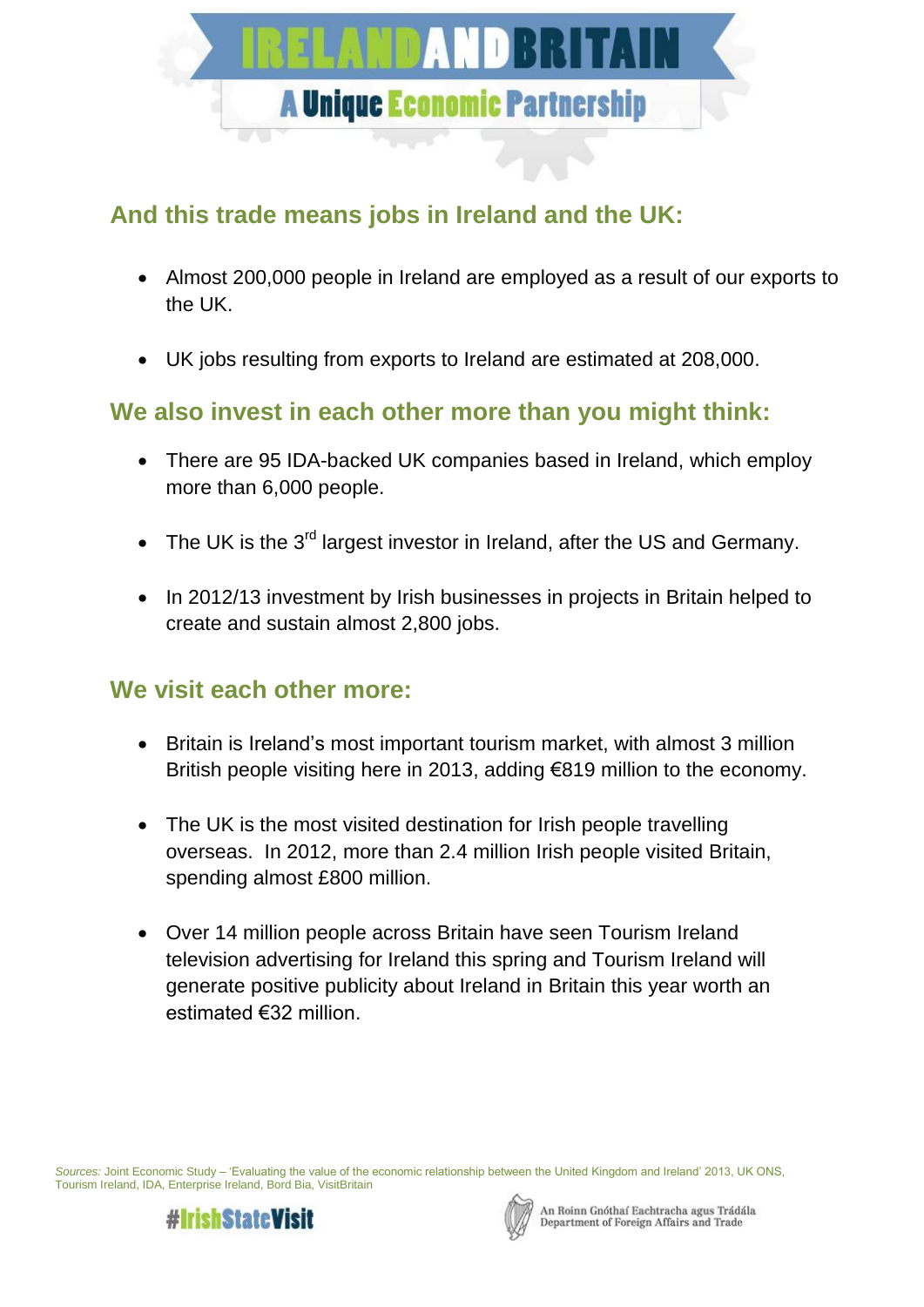# IRELAND AND BRITAIN

## A Unique Economic Partnership

## And this trade means jobs in Ireland and the UK:

- Almost 200,000 people in Ireland are employed as a result of our exports to the UK.
- UK jobs resulting from exports to Ireland are estimated at 208,000.

## We also invest in each other more than you might think:

- There are 95 IDA-backed UK companies based in Ireland, which employ more than 6,000 people.
- The UK is the 3rd largest investor in Ireland, after the US and Germany.
- In 2012/13 investment by Irish businesses in projects in Britain helped to create and sustain almost 2,800 jobs.

## We visit each other more:

- Britain is Ireland's most important tourism market, with almost 3 million British people visiting here in 2013, adding €819 million to the economy.
- The UK is the most visited destination for Irish people travelling overseas. In 2012, more than 2.4 million Irish people visited Britain, spending almost £800 million.
- Over 14 million people across Britain have seen Tourism Ireland television advertising for Ireland this spring and Tourism Ireland will generate positive publicity about Ireland in Britain this year worth an estimated €32 million.

*Sources:* Joint Economic Study – 'Evaluating the value of the economic relationship between the United Kingdom and Ireland' 2013, UK ONS, Tourism Ireland, IDA, Enterprise Ireland, Bord Bia, VisitBritain

#IrishStateVisit

An Roinn Gnóthaí Eachtracha agus Trádála
Department of Foreign Affairs and Trade